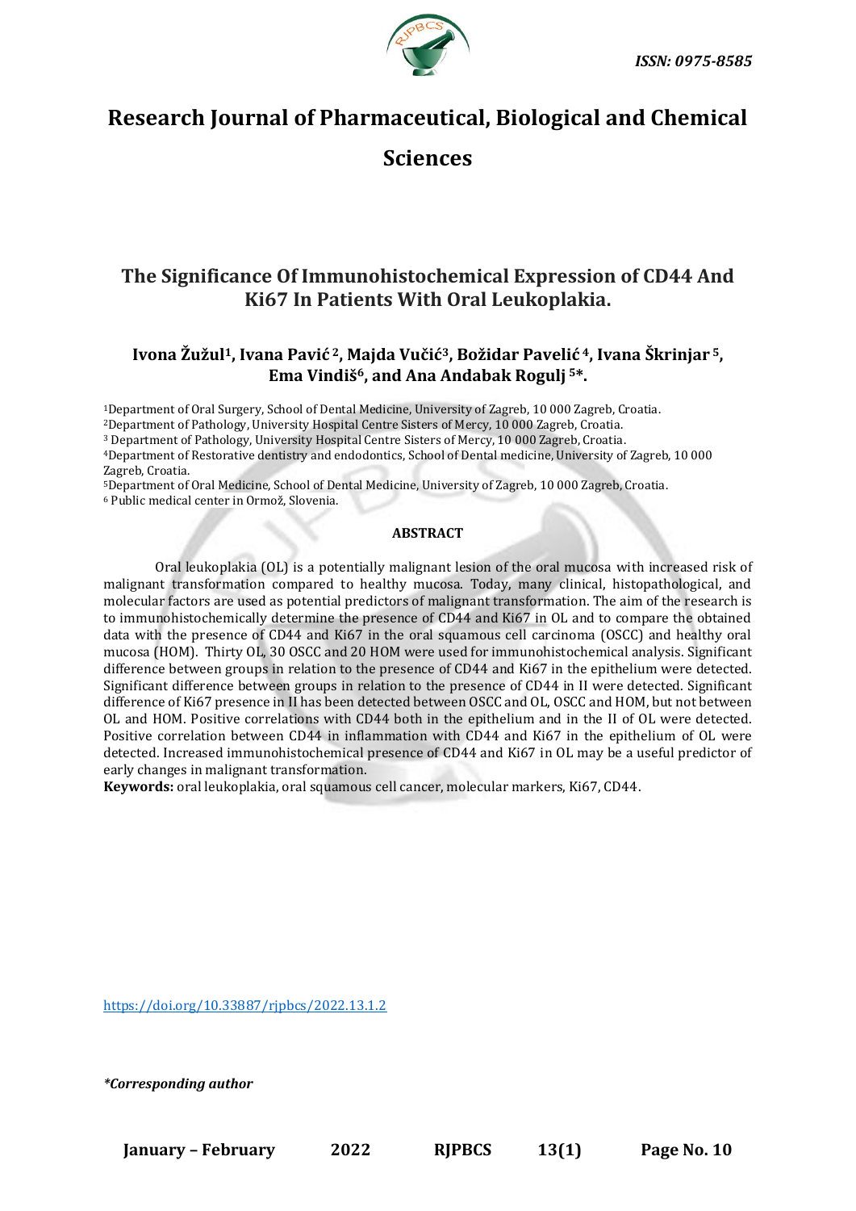ISSN: 0975-8585

# Research Journal of Pharmaceutical, Biological and Chemical Sciences

## The Significance Of Immunohistochemical Expression of CD44 And Ki67 In Patients With Oral Leukoplakia.

**Ivona Žužul[1], Ivana Pavić [2], Majda Vučić[3], Božidar Pavelić [4], Ivana Škrinjar [5], Ema Vindiš[6], and Ana Andabak Rogulj [5]*.**

[1]Department of Oral Surgery, School of Dental Medicine, University of Zagreb, 10 000 Zagreb, Croatia.
[2]Department of Pathology, University Hospital Centre Sisters of Mercy, 10 000 Zagreb, Croatia.
[3] Department of Pathology, University Hospital Centre Sisters of Mercy, 10 000 Zagreb, Croatia.
[4]Department of Restorative dentistry and endodontics, School of Dental medicine, University of Zagreb, 10 000 Zagreb, Croatia.
[5]Department of Oral Medicine, School of Dental Medicine, University of Zagreb, 10 000 Zagreb, Croatia.
[6] Public medical center in Ormož, Slovenia.

### ABSTRACT

Oral leukoplakia (OL) is a potentially malignant lesion of the oral mucosa with increased risk of malignant transformation compared to healthy mucosa. Today, many clinical, histopathological, and molecular factors are used as potential predictors of malignant transformation. The aim of the research is to immunohistochemically determine the presence of CD44 and Ki67 in OL and to compare the obtained data with the presence of CD44 and Ki67 in the oral squamous cell carcinoma (OSCC) and healthy oral mucosa (HOM). Thirty OL, 30 OSCC and 20 HOM were used for immunohistochemical analysis. Significant difference between groups in relation to the presence of CD44 and Ki67 in the epithelium were detected. Significant difference between groups in relation to the presence of CD44 in II were detected. Significant difference of Ki67 presence in II has been detected between OSCC and OL, OSCC and HOM, but not between OL and HOM. Positive correlations with CD44 both in the epithelium and in the II of OL were detected. Positive correlation between CD44 in inflammation with CD44 and Ki67 in the epithelium of OL were detected. Increased immunohistochemical presence of CD44 and Ki67 in OL may be a useful predictor of early changes in malignant transformation.

**Keywords:** oral leukoplakia, oral squamous cell cancer, molecular markers, Ki67, CD44.

https://doi.org/10.33887/rjpbcs/2022.13.1.2

*\*Corresponding author*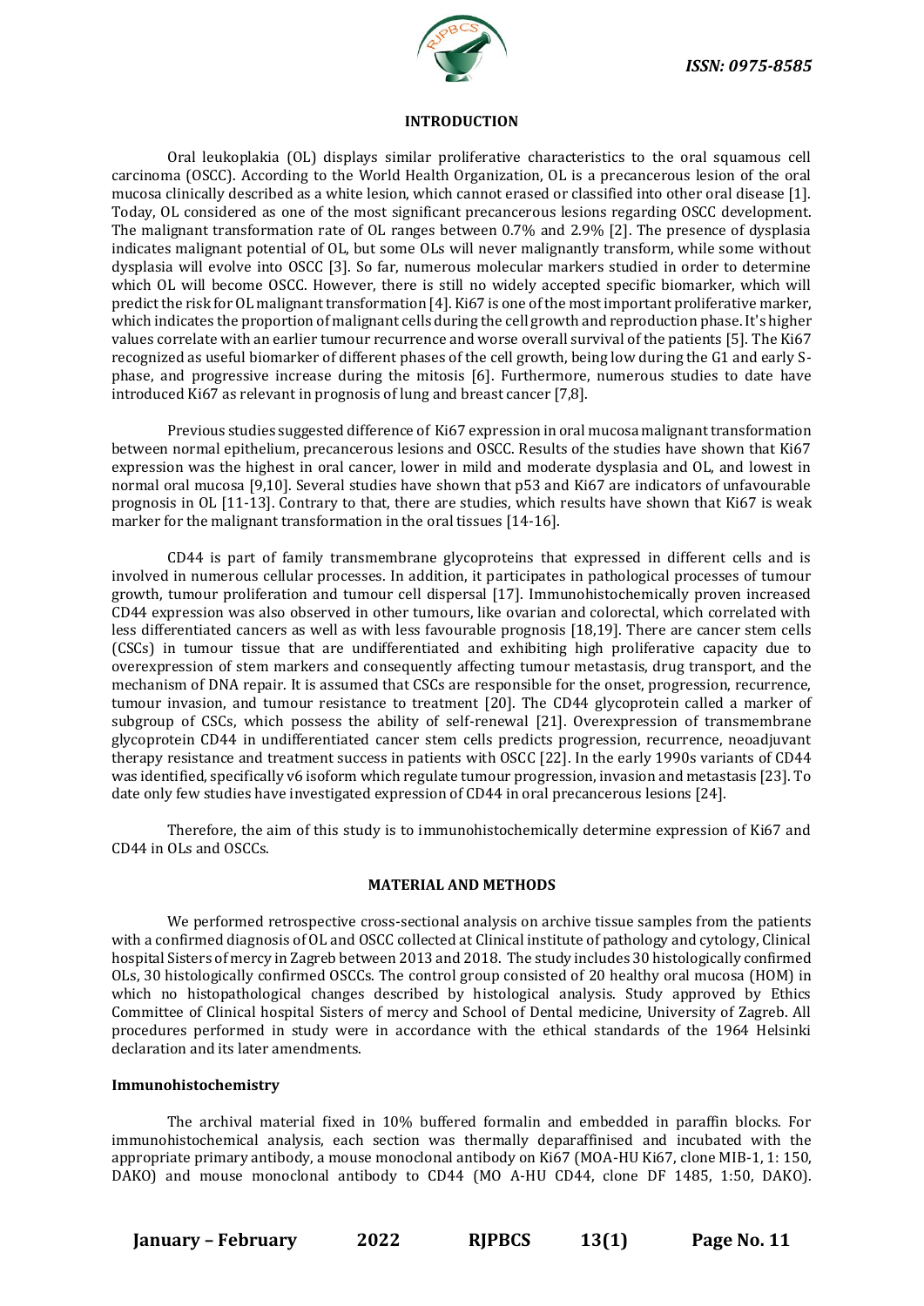## INTRODUCTION

Oral leukoplakia (OL) displays similar proliferative characteristics to the oral squamous cell carcinoma (OSCC). According to the World Health Organization, OL is a precancerous lesion of the oral mucosa clinically described as a white lesion, which cannot erased or classified into other oral disease [1]. Today, OL considered as one of the most significant precancerous lesions regarding OSCC development. The malignant transformation rate of OL ranges between 0.7% and 2.9% [2]. The presence of dysplasia indicates malignant potential of OL, but some OLs will never malignantly transform, while some without dysplasia will evolve into OSCC [3]. So far, numerous molecular markers studied in order to determine which OL will become OSCC. However, there is still no widely accepted specific biomarker, which will predict the risk for OL malignant transformation [4]. Ki67 is one of the most important proliferative marker, which indicates the proportion of malignant cells during the cell growth and reproduction phase. It's higher values correlate with an earlier tumour recurrence and worse overall survival of the patients [5]. The Ki67 recognized as useful biomarker of different phases of the cell growth, being low during the G1 and early S-phase, and progressive increase during the mitosis [6]. Furthermore, numerous studies to date have introduced Ki67 as relevant in prognosis of lung and breast cancer [7,8].

Previous studies suggested difference of Ki67 expression in oral mucosa malignant transformation between normal epithelium, precancerous lesions and OSCC. Results of the studies have shown that Ki67 expression was the highest in oral cancer, lower in mild and moderate dysplasia and OL, and lowest in normal oral mucosa [9,10]. Several studies have shown that p53 and Ki67 are indicators of unfavourable prognosis in OL [11-13]. Contrary to that, there are studies, which results have shown that Ki67 is weak marker for the malignant transformation in the oral tissues [14-16].

CD44 is part of family transmembrane glycoproteins that expressed in different cells and is involved in numerous cellular processes. In addition, it participates in pathological processes of tumour growth, tumour proliferation and tumour cell dispersal [17]. Immunohistochemically proven increased CD44 expression was also observed in other tumours, like ovarian and colorectal, which correlated with less differentiated cancers as well as with less favourable prognosis [18,19]. There are cancer stem cells (CSCs) in tumour tissue that are undifferentiated and exhibiting high proliferative capacity due to overexpression of stem markers and consequently affecting tumour metastasis, drug transport, and the mechanism of DNA repair. It is assumed that CSCs are responsible for the onset, progression, recurrence, tumour invasion, and tumour resistance to treatment [20]. The CD44 glycoprotein called a marker of subgroup of CSCs, which possess the ability of self-renewal [21]. Overexpression of transmembrane glycoprotein CD44 in undifferentiated cancer stem cells predicts progression, recurrence, neoadjuvant therapy resistance and treatment success in patients with OSCC [22]. In the early 1990s variants of CD44 was identified, specifically v6 isoform which regulate tumour progression, invasion and metastasis [23]. To date only few studies have investigated expression of CD44 in oral precancerous lesions [24].

Therefore, the aim of this study is to immunohistochemically determine expression of Ki67 and CD44 in OLs and OSCCs.

## MATERIAL AND METHODS

We performed retrospective cross-sectional analysis on archive tissue samples from the patients with a confirmed diagnosis of OL and OSCC collected at Clinical institute of pathology and cytology, Clinical hospital Sisters of mercy in Zagreb between 2013 and 2018. The study includes 30 histologically confirmed OLs, 30 histologically confirmed OSCCs. The control group consisted of 20 healthy oral mucosa (HOM) in which no histopathological changes described by histological analysis. Study approved by Ethics Committee of Clinical hospital Sisters of mercy and School of Dental medicine, University of Zagreb. All procedures performed in study were in accordance with the ethical standards of the 1964 Helsinki declaration and its later amendments.

### Immunohistochemistry

The archival material fixed in 10% buffered formalin and embedded in paraffin blocks. For immunohistochemical analysis, each section was thermally deparaffinised and incubated with the appropriate primary antibody, a mouse monoclonal antibody on Ki67 (MOA-HU Ki67, clone MIB-1, 1: 150, DAKO) and mouse monoclonal antibody to CD44 (MO A-HU CD44, clone DF 1485, 1:50, DAKO).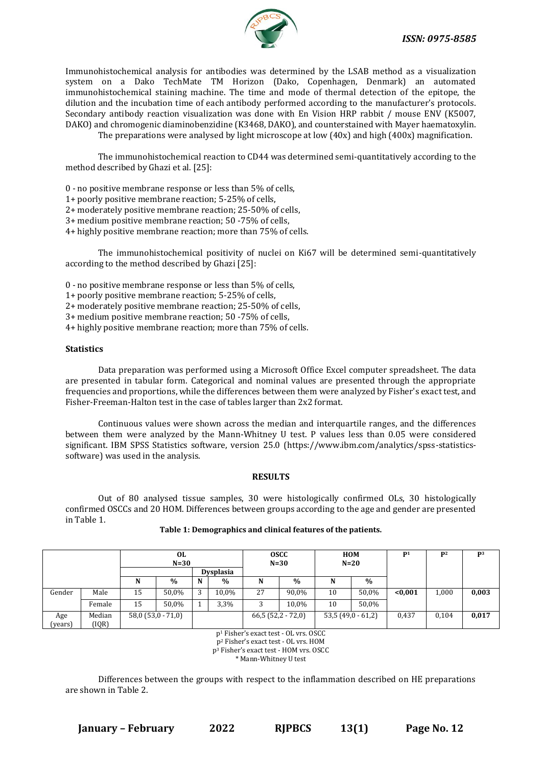Immunohistochemical analysis for antibodies was determined by the LSAB method as a visualization system on a Dako TechMate TM Horizon (Dako, Copenhagen, Denmark) an automated immunohistochemical staining machine. The time and mode of thermal detection of the epitope, the dilution and the incubation time of each antibody performed according to the manufacturer's protocols. Secondary antibody reaction visualization was done with En Vision HRP rabbit / mouse ENV (K5007, DAKO) and chromogenic diaminobenzidine (K3468, DAKO), and counterstained with Mayer haematoxylin. The preparations were analysed by light microscope at low (40x) and high (400x) magnification.

The immunohistochemical reaction to CD44 was determined semi-quantitatively according to the method described by Ghazi et al. [25]:

0 - no positive membrane response or less than 5% of cells,
1+ poorly positive membrane reaction; 5-25% of cells,
2+ moderately positive membrane reaction; 25-50% of cells,
3+ medium positive membrane reaction; 50 -75% of cells,
4+ highly positive membrane reaction; more than 75% of cells.

The immunohistochemical positivity of nuclei on Ki67 will be determined semi-quantitatively according to the method described by Ghazi [25]:

0 - no positive membrane response or less than 5% of cells,
1+ poorly positive membrane reaction; 5-25% of cells,
2+ moderately positive membrane reaction; 25-50% of cells,
3+ medium positive membrane reaction; 50 -75% of cells,
4+ highly positive membrane reaction; more than 75% of cells.

**Statistics**

Data preparation was performed using a Microsoft Office Excel computer spreadsheet. The data are presented in tabular form. Categorical and nominal values are presented through the appropriate frequencies and proportions, while the differences between them were analyzed by Fisher's exact test, and Fisher-Freeman-Halton test in the case of tables larger than 2x2 format.

Continuous values were shown across the median and interquartile ranges, and the differences between them were analyzed by the Mann-Whitney U test. P values less than 0.05 were considered significant. IBM SPSS Statistics software, version 25.0 (https://www.ibm.com/analytics/spss-statistics-software) was used in the analysis.

## RESULTS

Out of 80 analysed tissue samples, 30 were histologically confirmed OLs, 30 histologically confirmed OSCCs and 20 HOM. Differences between groups according to the age and gender are presented in Table 1.

**Table 1: Demographics and clinical features of the patients.**

| | | OL N=30 | | | | OSCC N=30 | | HOM N=20 | | P[1] | P[2] | P[3] |
|---|---|---|---|---|---|---|---|---|---|---|---|---|
| | | | | Dysplasia | | | | | | | | |
| | | N | % | N | % | N | % | N | % | | | |
| Gender | Male | 15 | 50,0% | 3 | 10,0% | 27 | 90,0% | 10 | 50,0% | **<0,001** | 1,000 | **0,003** |
| | Female | 15 | 50,0% | 1 | 3,3% | 3 | 10,0% | 10 | 50,0% | | | |
| Age (years) | Median (IQR) | 58,0 (53,0 - 71,0) | | | | 66,5 (52,2 - 72,0) | | 53,5 (49,0 - 61,2) | | 0,437 | 0,104 | **0,017** |

p[1] Fisher's exact test - OL vrs. OSCC
p[2] Fisher's exact test - OL vrs. HOM
p[3] Fisher's exact test - HOM vrs. OSCC
\* Mann-Whitney U test

Differences between the groups with respect to the inflammation described on HE preparations are shown in Table 2.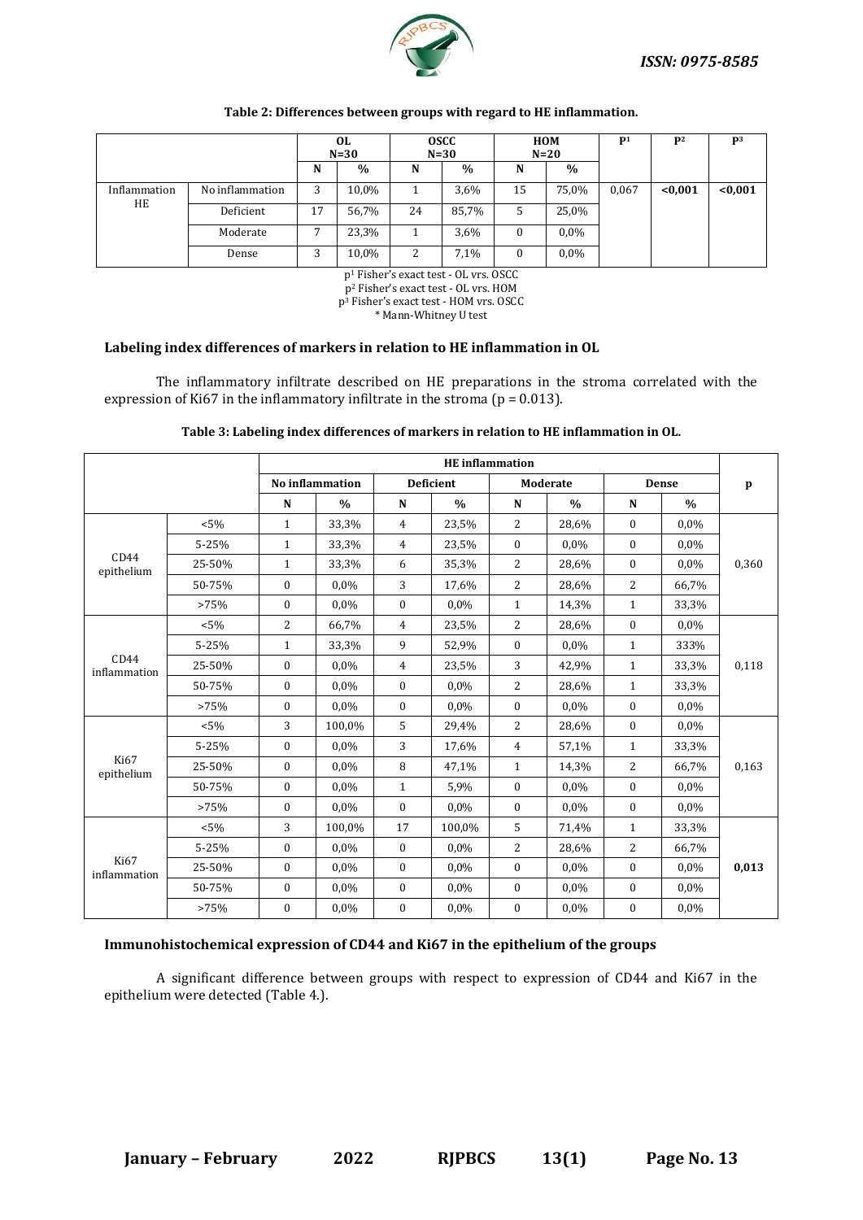**Table 2: Differences between groups with regard to HE inflammation.**

| | | OL N=30 | | OSCC N=30 | | HOM N=20 | | P[1] | P[2] | P[3] |
|---|---|---|---|---|---|---|---|---|---|---|
| | | N | % | N | % | N | % | | | |
| Inflammation HE | No inflammation | 3 | 10,0% | 1 | 3,6% | 15 | 75,0% | 0,067 | **<0,001** | **<0,001** |
| | Deficient | 17 | 56,7% | 24 | 85,7% | 5 | 25,0% | | | |
| | Moderate | 7 | 23,3% | 1 | 3,6% | 0 | 0,0% | | | |
| | Dense | 3 | 10,0% | 2 | 7,1% | 0 | 0,0% | | | |

p[1] Fisher's exact test - OL vrs. OSCC
p[2] Fisher's exact test - OL vrs. HOM
p[3] Fisher's exact test - HOM vrs. OSCC
* Mann-Whitney U test

### Labeling index differences of markers in relation to HE inflammation in OL

The inflammatory infiltrate described on HE preparations in the stroma correlated with the expression of Ki67 in the inflammatory infiltrate in the stroma (p = 0.013).

**Table 3: Labeling index differences of markers in relation to HE inflammation in OL.**

| | | HE inflammation | | | | | | | | p |
|---|---|---|---|---|---|---|---|---|---|---|
| | | No inflammation | | Deficient | | Moderate | | Dense | | |
| | | N | % | N | % | N | % | N | % | |
| CD44 epithelium | <5% | 1 | 33,3% | 4 | 23,5% | 2 | 28,6% | 0 | 0,0% | 0,360 |
| | 5-25% | 1 | 33,3% | 4 | 23,5% | 0 | 0,0% | 0 | 0,0% | |
| | 25-50% | 1 | 33,3% | 6 | 35,3% | 2 | 28,6% | 0 | 0,0% | |
| | 50-75% | 0 | 0,0% | 3 | 17,6% | 2 | 28,6% | 2 | 66,7% | |
| | >75% | 0 | 0,0% | 0 | 0,0% | 1 | 14,3% | 1 | 33,3% | |
| CD44 inflammation | <5% | 2 | 66,7% | 4 | 23,5% | 2 | 28,6% | 0 | 0,0% | 0,118 |
| | 5-25% | 1 | 33,3% | 9 | 52,9% | 0 | 0,0% | 1 | 333% | |
| | 25-50% | 0 | 0,0% | 4 | 23,5% | 3 | 42,9% | 1 | 33,3% | |
| | 50-75% | 0 | 0,0% | 0 | 0,0% | 2 | 28,6% | 1 | 33,3% | |
| | >75% | 0 | 0,0% | 0 | 0,0% | 0 | 0,0% | 0 | 0,0% | |
| Ki67 epithelium | <5% | 3 | 100,0% | 5 | 29,4% | 2 | 28,6% | 0 | 0,0% | 0,163 |
| | 5-25% | 0 | 0,0% | 3 | 17,6% | 4 | 57,1% | 1 | 33,3% | |
| | 25-50% | 0 | 0,0% | 8 | 47,1% | 1 | 14,3% | 2 | 66,7% | |
| | 50-75% | 0 | 0,0% | 1 | 5,9% | 0 | 0,0% | 0 | 0,0% | |
| | >75% | 0 | 0,0% | 0 | 0,0% | 0 | 0,0% | 0 | 0,0% | |
| Ki67 inflammation | <5% | 3 | 100,0% | 17 | 100,0% | 5 | 71,4% | 1 | 33,3% | **0,013** |
| | 5-25% | 0 | 0,0% | 0 | 0,0% | 2 | 28,6% | 2 | 66,7% | |
| | 25-50% | 0 | 0,0% | 0 | 0,0% | 0 | 0,0% | 0 | 0,0% | |
| | 50-75% | 0 | 0,0% | 0 | 0,0% | 0 | 0,0% | 0 | 0,0% | |
| | >75% | 0 | 0,0% | 0 | 0,0% | 0 | 0,0% | 0 | 0,0% | |

### Immunohistochemical expression of CD44 and Ki67 in the epithelium of the groups

A significant difference between groups with respect to expression of CD44 and Ki67 in the epithelium were detected (Table 4.).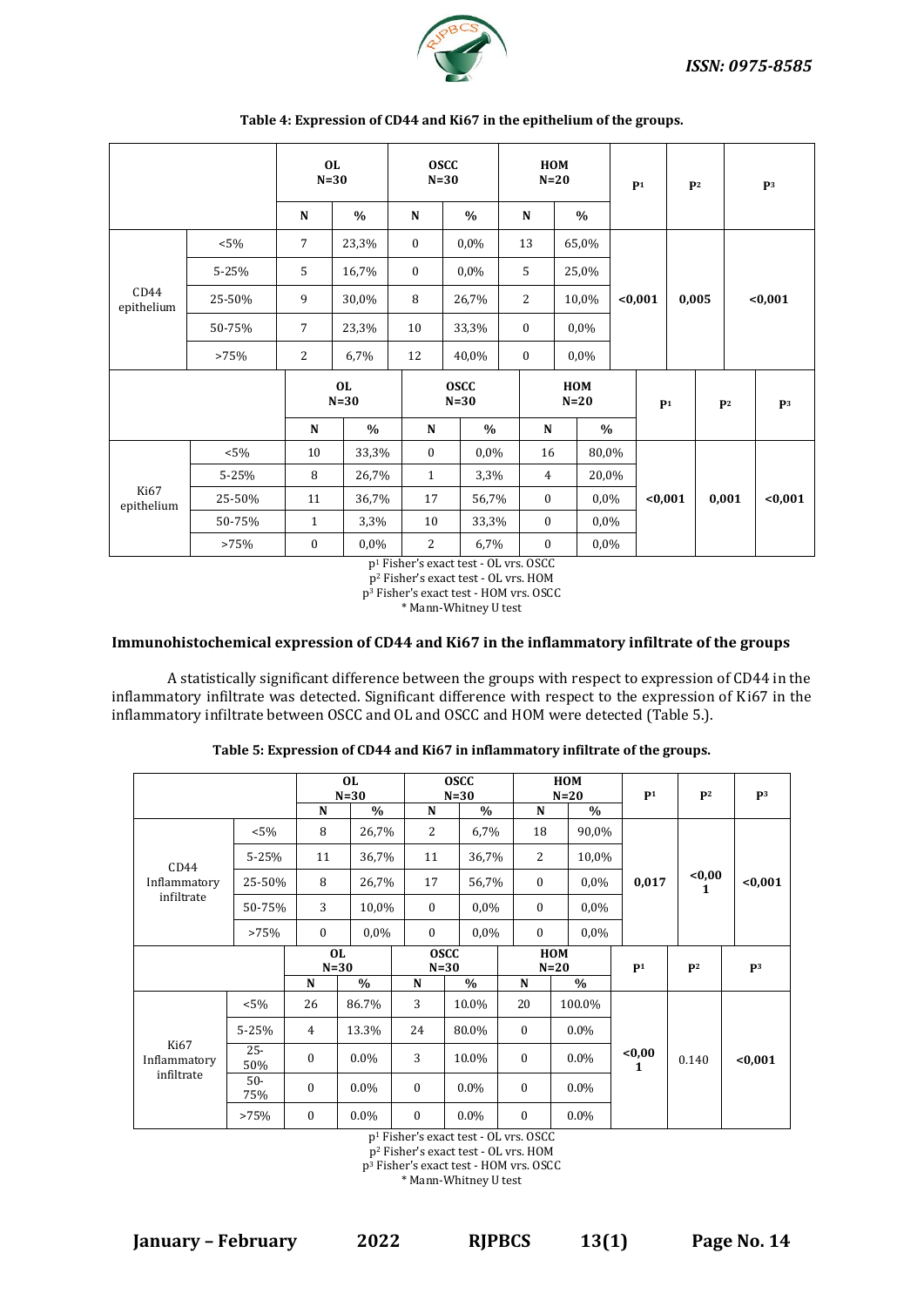**Table 4: Expression of CD44 and Ki67 in the epithelium of the groups.**

| | | OL N=30 | | OSCC N=30 | | HOM N=20 | | $P^1$ | $P^2$ | $P^3$ |
|---|---|---|---|---|---|---|---|---|---|---|
| | | N | % | N | % | N | % | | | |
| CD44 epithelium | <5% | 7 | 23,3% | 0 | 0,0% | 13 | 65,0% | <0,001 | 0,005 | <0,001 |
| | 5-25% | 5 | 16,7% | 0 | 0,0% | 5 | 25,0% | | | |
| | 25-50% | 9 | 30,0% | 8 | 26,7% | 2 | 10,0% | | | |
| | 50-75% | 7 | 23,3% | 10 | 33,3% | 0 | 0,0% | | | |
| | >75% | 2 | 6,7% | 12 | 40,0% | 0 | 0,0% | | | |
| | | **OL N=30** | | **OSCC N=30** | | **HOM N=20** | | $P^1$ | $P^2$ | $P^3$ |
| | | N | % | N | % | N | % | | | |
| Ki67 epithelium | <5% | 10 | 33,3% | 0 | 0,0% | 16 | 80,0% | <0,001 | 0,001 | <0,001 |
| | 5-25% | 8 | 26,7% | 1 | 3,3% | 4 | 20,0% | | | |
| | 25-50% | 11 | 36,7% | 17 | 56,7% | 0 | 0,0% | | | |
| | 50-75% | 1 | 3,3% | 10 | 33,3% | 0 | 0,0% | | | |
| | >75% | 0 | 0,0% | 2 | 6,7% | 0 | 0,0% | | | |

$p^1$ Fisher's exact test - OL vrs. OSCC
$p^2$ Fisher's exact test - OL vrs. HOM
$p^3$ Fisher's exact test - HOM vrs. OSCC
* Mann-Whitney U test

### Immunohistochemical expression of CD44 and Ki67 in the inflammatory infiltrate of the groups

A statistically significant difference between the groups with respect to expression of CD44 in the inflammatory infiltrate was detected. Significant difference with respect to the expression of Ki67 in the inflammatory infiltrate between OSCC and OL and OSCC and HOM were detected (Table 5.).

**Table 5: Expression of CD44 and Ki67 in inflammatory infiltrate of the groups.**

| | | OL N=30 | | OSCC N=30 | | HOM N=20 | | $P^1$ | $P^2$ | $P^3$ |
|---|---|---|---|---|---|---|---|---|---|---|
| | | N | % | N | % | N | % | | | |
| CD44 Inflammatory infiltrate | <5% | 8 | 26,7% | 2 | 6,7% | 18 | 90,0% | 0,017 | <0,001 | <0,001 |
| | 5-25% | 11 | 36,7% | 11 | 36,7% | 2 | 10,0% | | | |
| | 25-50% | 8 | 26,7% | 17 | 56,7% | 0 | 0,0% | | | |
| | 50-75% | 3 | 10,0% | 0 | 0,0% | 0 | 0,0% | | | |
| | >75% | 0 | 0,0% | 0 | 0,0% | 0 | 0,0% | | | |
| | | **OL N=30** | | **OSCC N=30** | | **HOM N=20** | | $P^1$ | $P^2$ | $P^3$ |
| | | N | % | N | % | N | % | | | |
| Ki67 Inflammatory infiltrate | <5% | 26 | 86.7% | 3 | 10.0% | 20 | 100.0% | <0,001 | 0.140 | <0,001 |
| | 5-25% | 4 | 13.3% | 24 | 80.0% | 0 | 0.0% | | | |
| | 25-50% | 0 | 0.0% | 3 | 10.0% | 0 | 0.0% | | | |
| | 50-75% | 0 | 0.0% | 0 | 0.0% | 0 | 0.0% | | | |
| | >75% | 0 | 0.0% | 0 | 0.0% | 0 | 0.0% | | | |

$p^1$ Fisher's exact test - OL vrs. OSCC
$p^2$ Fisher's exact test - OL vrs. HOM
$p^3$ Fisher's exact test - HOM vrs. OSCC
* Mann-Whitney U test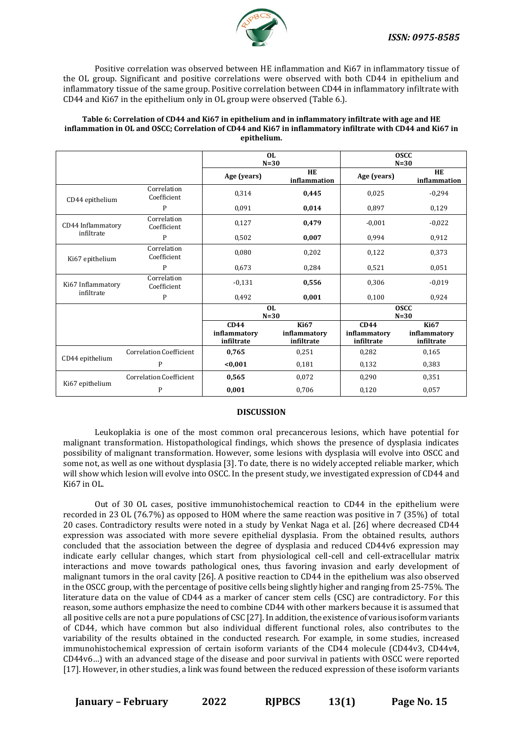Positive correlation was observed between HE inflammation and Ki67 in inflammatory tissue of the OL group. Significant and positive correlations were observed with both CD44 in epithelium and inflammatory tissue of the same group. Positive correlation between CD44 in inflammatory infiltrate with CD44 and Ki67 in the epithelium only in OL group were observed (Table 6.).

**Table 6: Correlation of CD44 and Ki67 in epithelium and in inflammatory infiltrate with age and HE inflammation in OL and OSCC; Correlation of CD44 and Ki67 in inflammatory infiltrate with CD44 and Ki67 in epithelium.**

| | | OL N=30 | | OSCC N=30 | |
|---|---|---|---|---|---|
| | | Age (years) | HE inflammation | Age (years) | HE inflammation |
| CD44 epithelium | Correlation Coefficient | 0,314 | **0,445** | 0,025 | -0,294 |
| | P | 0,091 | **0,014** | 0,897 | 0,129 |
| CD44 Inflammatory infiltrate | Correlation Coefficient | 0,127 | **0,479** | -0,001 | -0,022 |
| | P | 0,502 | **0,007** | 0,994 | 0,912 |
| Ki67 epithelium | Correlation Coefficient | 0,080 | 0,202 | 0,122 | 0,373 |
| | P | 0,673 | 0,284 | 0,521 | 0,051 |
| Ki67 Inflammatory infiltrate | Correlation Coefficient | -0,131 | **0,556** | 0,306 | -0,019 |
| | P | 0,492 | **0,001** | 0,100 | 0,924 |
| | | **OL N=30** | | **OSCC N=30** | |
| | | **CD44 inflammatory infiltrate** | **Ki67 inflammatory infiltrate** | **CD44 inflammatory infiltrate** | **Ki67 inflammatory infiltrate** |
| CD44 epithelium | Correlation Coefficient | **0,765** | 0,251 | 0,282 | 0,165 |
| | P | **<0,001** | 0,181 | 0,132 | 0,383 |
| Ki67 epithelium | Correlation Coefficient | **0,565** | 0,072 | 0,290 | 0,351 |
| | P | **0,001** | 0,706 | 0,120 | 0,057 |

## DISCUSSION

Leukoplakia is one of the most common oral precancerous lesions, which have potential for malignant transformation. Histopathological findings, which shows the presence of dysplasia indicates possibility of malignant transformation. However, some lesions with dysplasia will evolve into OSCC and some not, as well as one without dysplasia [3]. To date, there is no widely accepted reliable marker, which will show which lesion will evolve into OSCC. In the present study, we investigated expression of CD44 and Ki67 in OL.

Out of 30 OL cases, positive immunohistochemical reaction to CD44 in the epithelium were recorded in 23 OL (76.7%) as opposed to HOM where the same reaction was positive in 7 (35%) of total 20 cases. Contradictory results were noted in a study by Venkat Naga et al. [26] where decreased CD44 expression was associated with more severe epithelial dysplasia. From the obtained results, authors concluded that the association between the degree of dysplasia and reduced CD44v6 expression may indicate early cellular changes, which start from physiological cell-cell and cell-extracellular matrix interactions and move towards pathological ones, thus favoring invasion and early development of malignant tumors in the oral cavity [26]. A positive reaction to CD44 in the epithelium was also observed in the OSCC group, with the percentage of positive cells being slightly higher and ranging from 25-75%. The literature data on the value of CD44 as a marker of cancer stem cells (CSC) are contradictory. For this reason, some authors emphasize the need to combine CD44 with other markers because it is assumed that all positive cells are not a pure populations of CSC [27]. In addition, the existence of various isoform variants of CD44, which have common but also individual different functional roles, also contributes to the variability of the results obtained in the conducted research. For example, in some studies, increased immunohistochemical expression of certain isoform variants of the CD44 molecule (CD44v3, CD44v4, CD44v6...) with an advanced stage of the disease and poor survival in patients with OSCC were reported [17]. However, in other studies, a link was found between the reduced expression of these isoform variants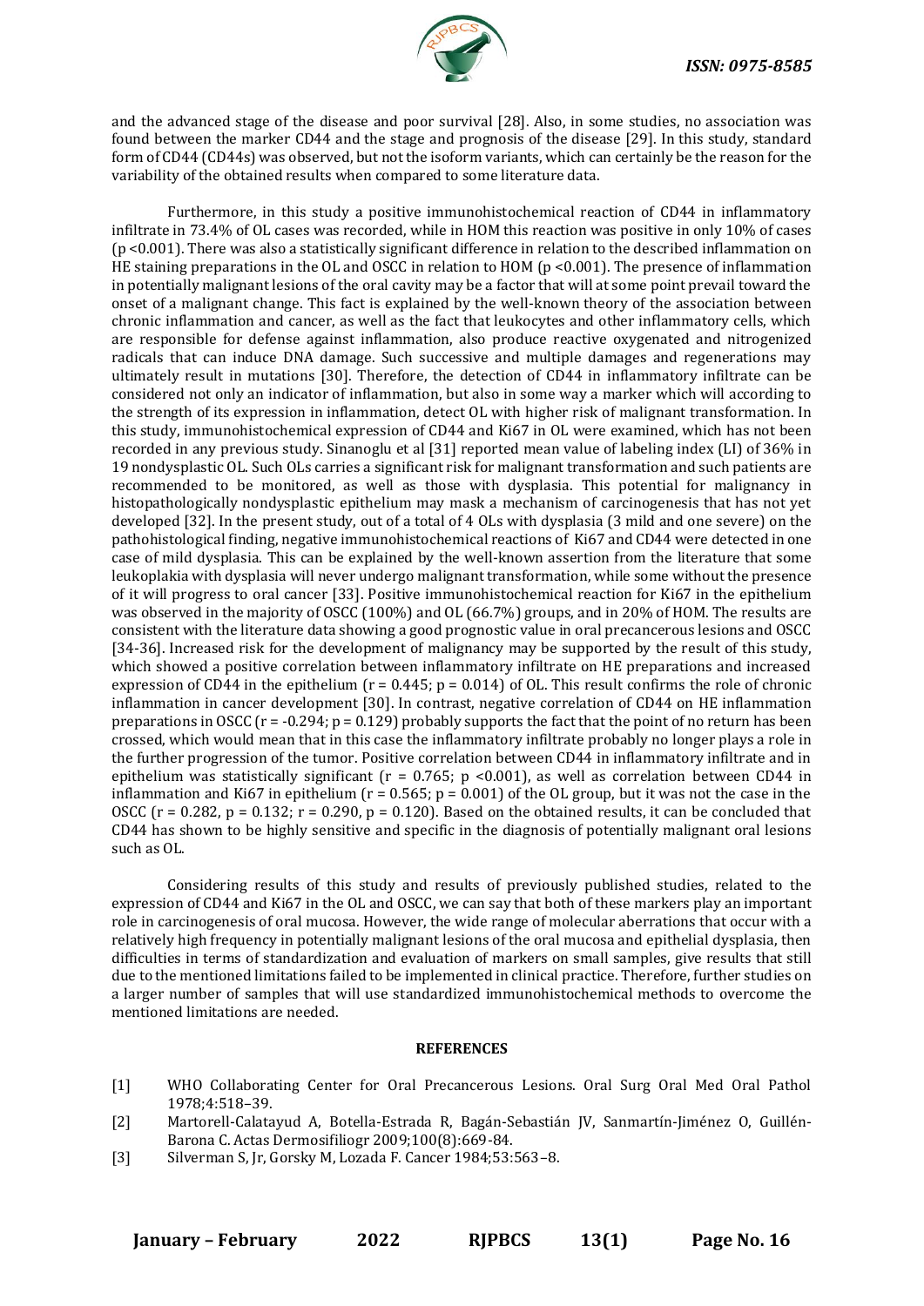and the advanced stage of the disease and poor survival [28]. Also, in some studies, no association was found between the marker CD44 and the stage and prognosis of the disease [29]. In this study, standard form of CD44 (CD44s) was observed, but not the isoform variants, which can certainly be the reason for the variability of the obtained results when compared to some literature data.

Furthermore, in this study a positive immunohistochemical reaction of CD44 in inflammatory infiltrate in 73.4% of OL cases was recorded, while in HOM this reaction was positive in only 10% of cases ($p < 0.001$). There was also a statistically significant difference in relation to the described inflammation on HE staining preparations in the OL and OSCC in relation to HOM ($p < 0.001$). The presence of inflammation in potentially malignant lesions of the oral cavity may be a factor that will at some point prevail toward the onset of a malignant change. This fact is explained by the well-known theory of the association between chronic inflammation and cancer, as well as the fact that leukocytes and other inflammatory cells, which are responsible for defense against inflammation, also produce reactive oxygenated and nitrogenized radicals that can induce DNA damage. Such successive and multiple damages and regenerations may ultimately result in mutations [30]. Therefore, the detection of CD44 in inflammatory infiltrate can be considered not only an indicator of inflammation, but also in some way a marker which will according to the strength of its expression in inflammation, detect OL with higher risk of malignant transformation. In this study, immunohistochemical expression of CD44 and Ki67 in OL were examined, which has not been recorded in any previous study. Sinanoglu et al [31] reported mean value of labeling index (LI) of 36% in 19 nondysplastic OL. Such OLs carries a significant risk for malignant transformation and such patients are recommended to be monitored, as well as those with dysplasia. This potential for malignancy in histopathologically nondysplastic epithelium may mask a mechanism of carcinogenesis that has not yet developed [32]. In the present study, out of a total of 4 OLs with dysplasia (3 mild and one severe) on the pathohistological finding, negative immunohistochemical reactions of Ki67 and CD44 were detected in one case of mild dysplasia. This can be explained by the well-known assertion from the literature that some leukoplakia with dysplasia will never undergo malignant transformation, while some without the presence of it will progress to oral cancer [33]. Positive immunohistochemical reaction for Ki67 in the epithelium was observed in the majority of OSCC (100%) and OL (66.7%) groups, and in 20% of HOM. The results are consistent with the literature data showing a good prognostic value in oral precancerous lesions and OSCC [34-36]. Increased risk for the development of malignancy may be supported by the result of this study, which showed a positive correlation between inflammatory infiltrate on HE preparations and increased expression of CD44 in the epithelium ($r = 0.445$; $p = 0.014$) of OL. This result confirms the role of chronic inflammation in cancer development [30]. In contrast, negative correlation of CD44 on HE inflammation preparations in OSCC ($r = -0.294$; $p = 0.129$) probably supports the fact that the point of no return has been crossed, which would mean that in this case the inflammatory infiltrate probably no longer plays a role in the further progression of the tumor. Positive correlation between CD44 in inflammatory infiltrate and in epithelium was statistically significant ($r = 0.765$; $p < 0.001$), as well as correlation between CD44 in inflammation and Ki67 in epithelium ($r = 0.565$; $p = 0.001$) of the OL group, but it was not the case in the OSCC ($r = 0.282$, $p = 0.132$; $r = 0.290$, $p = 0.120$). Based on the obtained results, it can be concluded that CD44 has shown to be highly sensitive and specific in the diagnosis of potentially malignant oral lesions such as OL.

Considering results of this study and results of previously published studies, related to the expression of CD44 and Ki67 in the OL and OSCC, we can say that both of these markers play an important role in carcinogenesis of oral mucosa. However, the wide range of molecular aberrations that occur with a relatively high frequency in potentially malignant lesions of the oral mucosa and epithelial dysplasia, then difficulties in terms of standardization and evaluation of markers on small samples, give results that still due to the mentioned limitations failed to be implemented in clinical practice. Therefore, further studies on a larger number of samples that will use standardized immunohistochemical methods to overcome the mentioned limitations are needed.

## REFERENCES

[1] WHO Collaborating Center for Oral Precancerous Lesions. Oral Surg Oral Med Oral Pathol 1978;4:518–39.

[2] Martorell-Calatayud A, Botella-Estrada R, Bagán-Sebastián JV, Sanmartín-Jiménez O, Guillén-Barona C. Actas Dermosifiliogr 2009;100(8):669-84.

[3] Silverman S, Jr, Gorsky M, Lozada F. Cancer 1984;53:563–8.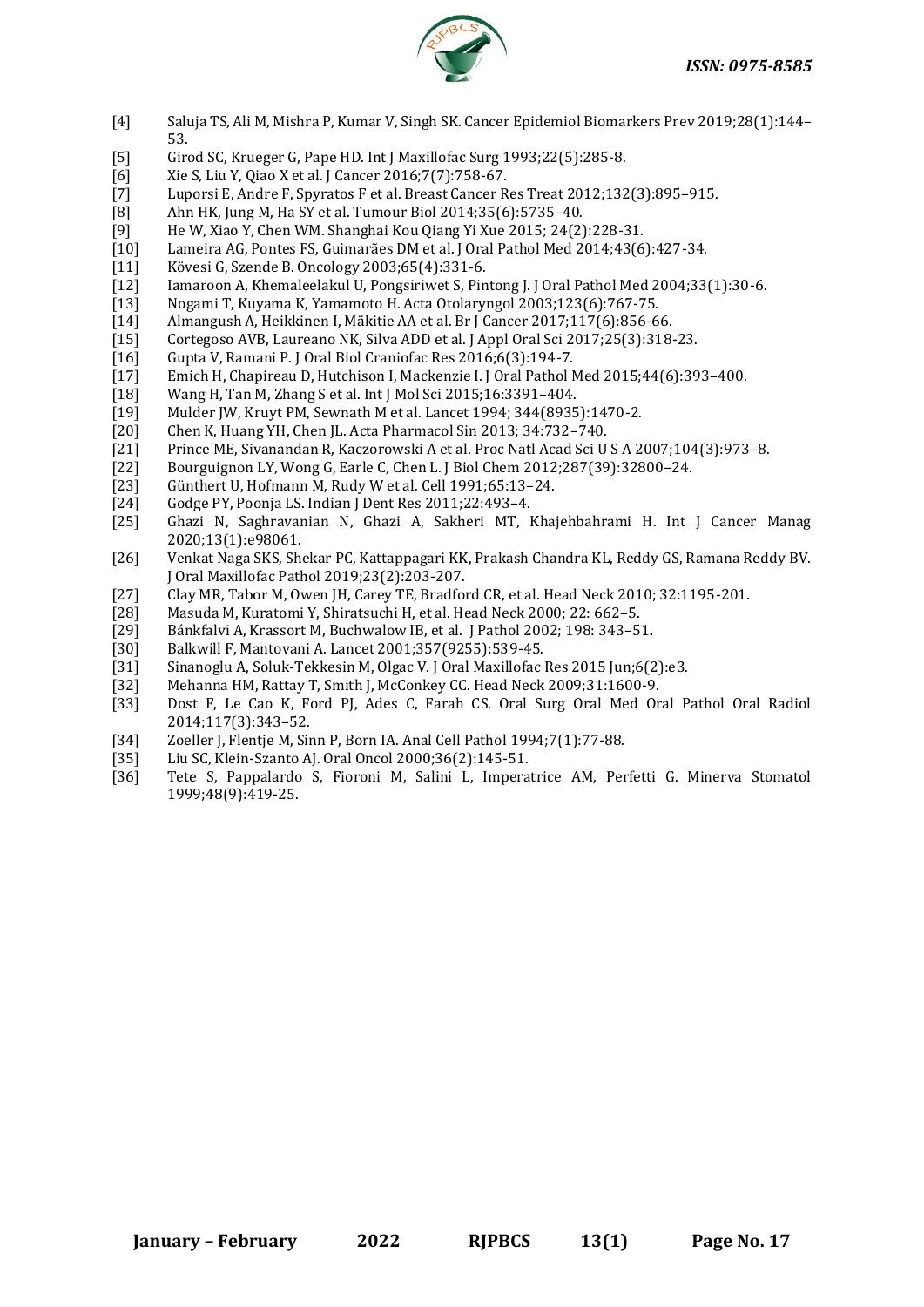[4] Saluja TS, Ali M, Mishra P, Kumar V, Singh SK. Cancer Epidemiol Biomarkers Prev 2019;28(1):144–53.

[5] Girod SC, Krueger G, Pape HD. Int J Maxillofac Surg 1993;22(5):285-8.

[6] Xie S, Liu Y, Qiao X et al. J Cancer 2016;7(7):758-67.

[7] Luporsi E, Andre F, Spyratos F et al. Breast Cancer Res Treat 2012;132(3):895–915.

[8] Ahn HK, Jung M, Ha SY et al. Tumour Biol 2014;35(6):5735–40.

[9] He W, Xiao Y, Chen WM. Shanghai Kou Qiang Yi Xue 2015; 24(2):228-31.

[10] Lameira AG, Pontes FS, Guimarães DM et al. J Oral Pathol Med 2014;43(6):427-34.

[11] Kövesi G, Szende B. Oncology 2003;65(4):331-6.

[12] Iamaroon A, Khemaleelakul U, Pongsiriwet S, Pintong J. J Oral Pathol Med 2004;33(1):30-6.

[13] Nogami T, Kuyama K, Yamamoto H. Acta Otolaryngol 2003;123(6):767-75.

[14] Almangush A, Heikkinen I, Mäkitie AA et al. Br J Cancer 2017;117(6):856-66.

[15] Cortegoso AVB, Laureano NK, Silva ADD et al. J Appl Oral Sci 2017;25(3):318-23.

[16] Gupta V, Ramani P. J Oral Biol Craniofac Res 2016;6(3):194-7.

[17] Emich H, Chapireau D, Hutchison I, Mackenzie I. J Oral Pathol Med 2015;44(6):393–400.

[18] Wang H, Tan M, Zhang S et al. Int J Mol Sci 2015;16:3391–404.

[19] Mulder JW, Kruyt PM, Sewnath M et al. Lancet 1994; 344(8935):1470-2.

[20] Chen K, Huang YH, Chen JL. Acta Pharmacol Sin 2013; 34:732–740.

[21] Prince ME, Sivanandan R, Kaczorowski A et al. Proc Natl Acad Sci U S A 2007;104(3):973–8.

[22] Bourguignon LY, Wong G, Earle C, Chen L. J Biol Chem 2012;287(39):32800–24.

[23] Günthert U, Hofmann M, Rudy W et al. Cell 1991;65:13–24.

[24] Godge PY, Poonja LS. Indian J Dent Res 2011;22:493–4.

[25] Ghazi N, Saghravanian N, Ghazi A, Sakheri MT, Khajehbahrami H. Int J Cancer Manag 2020;13(1):e98061.

[26] Venkat Naga SKS, Shekar PC, Kattappagari KK, Prakash Chandra KL, Reddy GS, Ramana Reddy BV. J Oral Maxillofac Pathol 2019;23(2):203-207.

[27] Clay MR, Tabor M, Owen JH, Carey TE, Bradford CR, et al. Head Neck 2010; 32:1195-201.

[28] Masuda M, Kuratomi Y, Shiratsuchi H, et al. Head Neck 2000; 22: 662–5.

[29] Bánkfalvi A, Krassort M, Buchwalow IB, et al. J Pathol 2002; 198: 343–51.

[30] Balkwill F, Mantovani A. Lancet 2001;357(9255):539-45.

[31] Sinanoglu A, Soluk-Tekkesin M, Olgac V. J Oral Maxillofac Res 2015 Jun;6(2):e3.

[32] Mehanna HM, Rattay T, Smith J, McConkey CC. Head Neck 2009;31:1600-9.

[33] Dost F, Le Cao K, Ford PJ, Ades C, Farah CS. Oral Surg Oral Med Oral Pathol Oral Radiol 2014;117(3):343–52.

[34] Zoeller J, Flentje M, Sinn P, Born IA. Anal Cell Pathol 1994;7(1):77-88.

[35] Liu SC, Klein-Szanto AJ. Oral Oncol 2000;36(2):145-51.

[36] Tete S, Pappalardo S, Fioroni M, Salini L, Imperatrice AM, Perfetti G. Minerva Stomatol 1999;48(9):419-25.